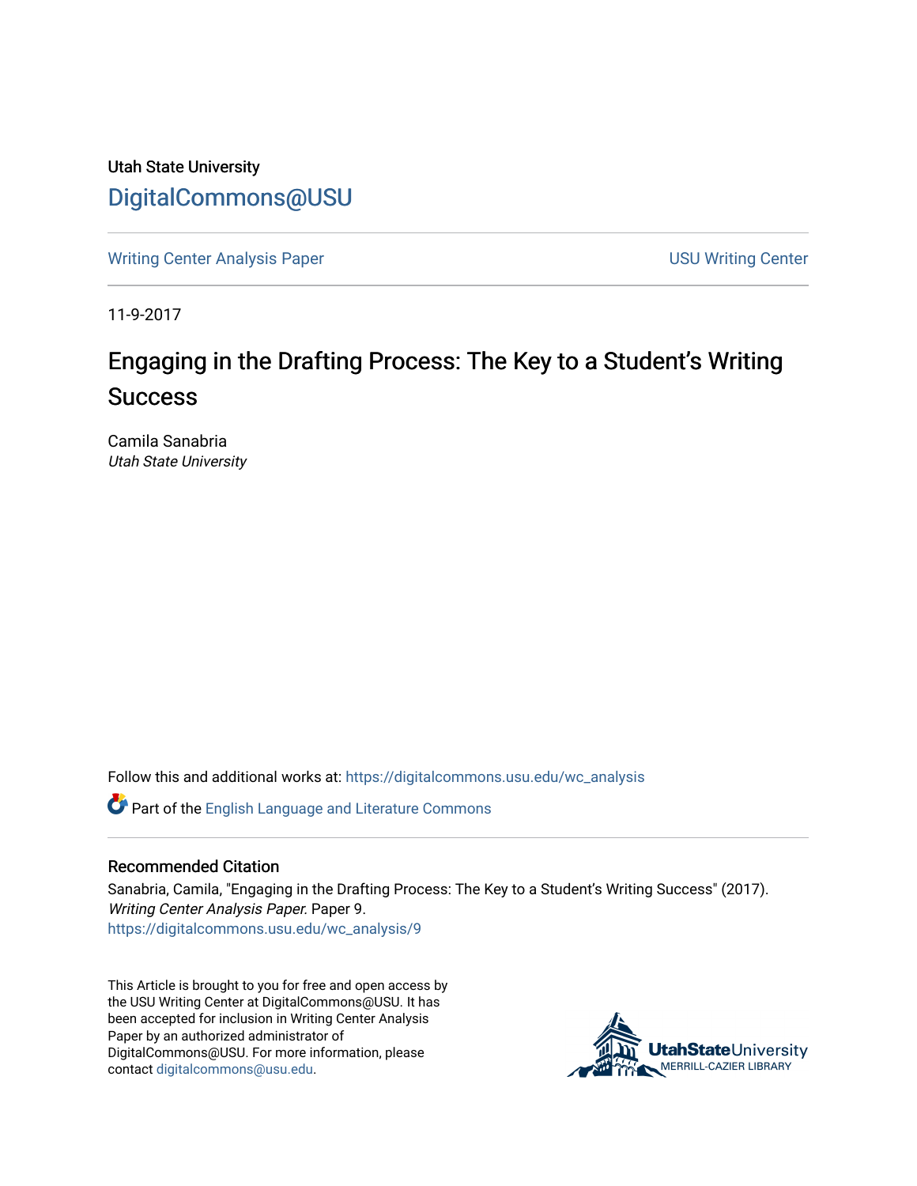Utah State University

# DigitalCommons@USU

Writing Center Analysis Paper | USU Writing Center

11-9-2017

## Engaging in the Drafting Process: The Key to a Student's Writing Success

Camila Sanabria
*Utah State University*

Follow this and additional works at: https://digitalcommons.usu.edu/wc_analysis

Part of the English Language and Literature Commons

### Recommended Citation

Sanabria, Camila, "Engaging in the Drafting Process: The Key to a Student's Writing Success" (2017). *Writing Center Analysis Paper*. Paper 9.
https://digitalcommons.usu.edu/wc_analysis/9

This Article is brought to you for free and open access by the USU Writing Center at DigitalCommons@USU. It has been accepted for inclusion in Writing Center Analysis Paper by an authorized administrator of DigitalCommons@USU. For more information, please contact digitalcommons@usu.edu.

UtahStateUniversity
MERRILL-CAZIER LIBRARY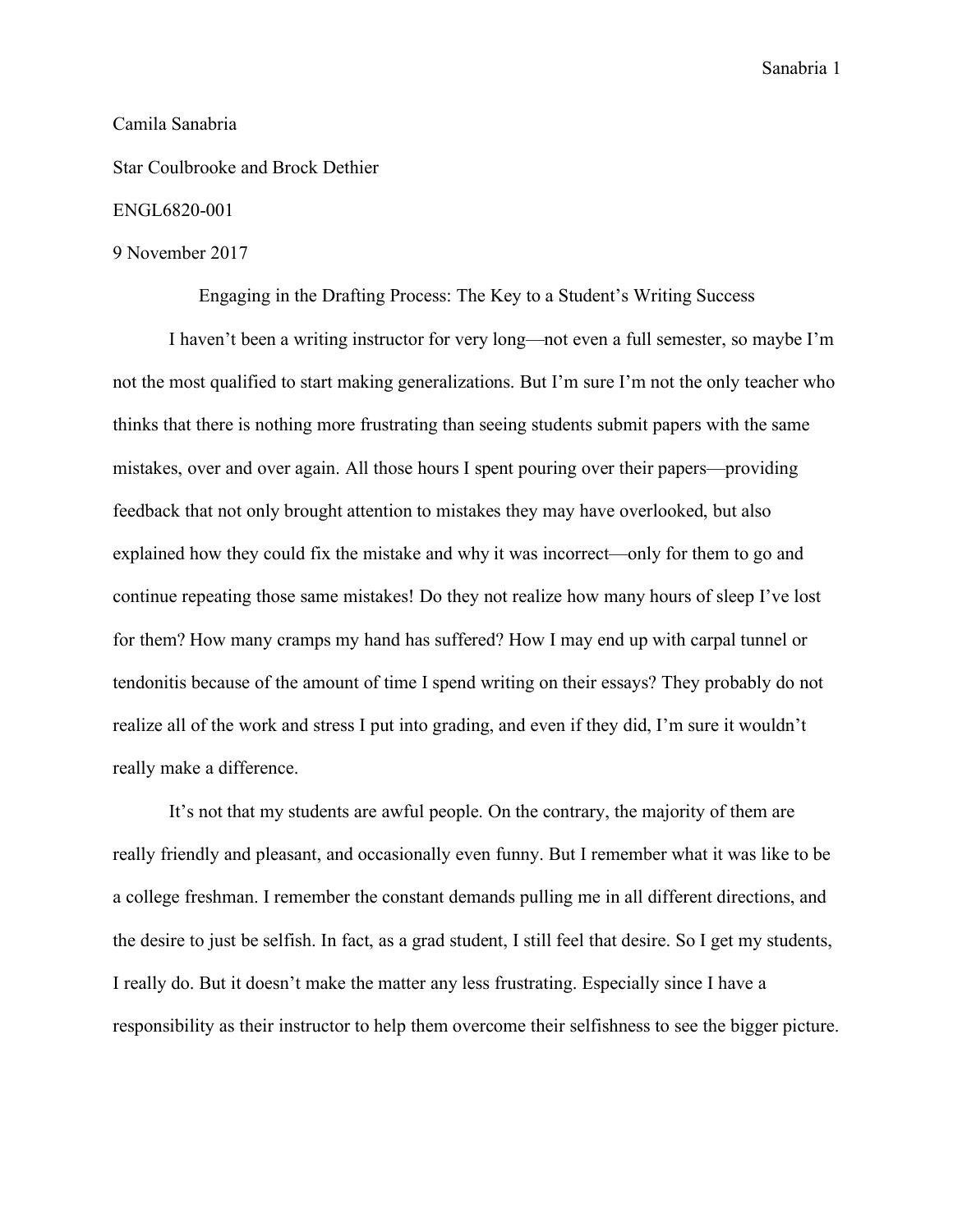Camila Sanabria

Star Coulbrooke and Brock Dethier

ENGL6820-001

9 November 2017

# Engaging in the Drafting Process: The Key to a Student's Writing Success

I haven't been a writing instructor for very long—not even a full semester, so maybe I'm not the most qualified to start making generalizations. But I'm sure I'm not the only teacher who thinks that there is nothing more frustrating than seeing students submit papers with the same mistakes, over and over again. All those hours I spent pouring over their papers—providing feedback that not only brought attention to mistakes they may have overlooked, but also explained how they could fix the mistake and why it was incorrect—only for them to go and continue repeating those same mistakes! Do they not realize how many hours of sleep I've lost for them? How many cramps my hand has suffered? How I may end up with carpal tunnel or tendonitis because of the amount of time I spend writing on their essays? They probably do not realize all of the work and stress I put into grading, and even if they did, I'm sure it wouldn't really make a difference.

It's not that my students are awful people. On the contrary, the majority of them are really friendly and pleasant, and occasionally even funny. But I remember what it was like to be a college freshman. I remember the constant demands pulling me in all different directions, and the desire to just be selfish. In fact, as a grad student, I still feel that desire. So I get my students, I really do. But it doesn't make the matter any less frustrating. Especially since I have a responsibility as their instructor to help them overcome their selfishness to see the bigger picture.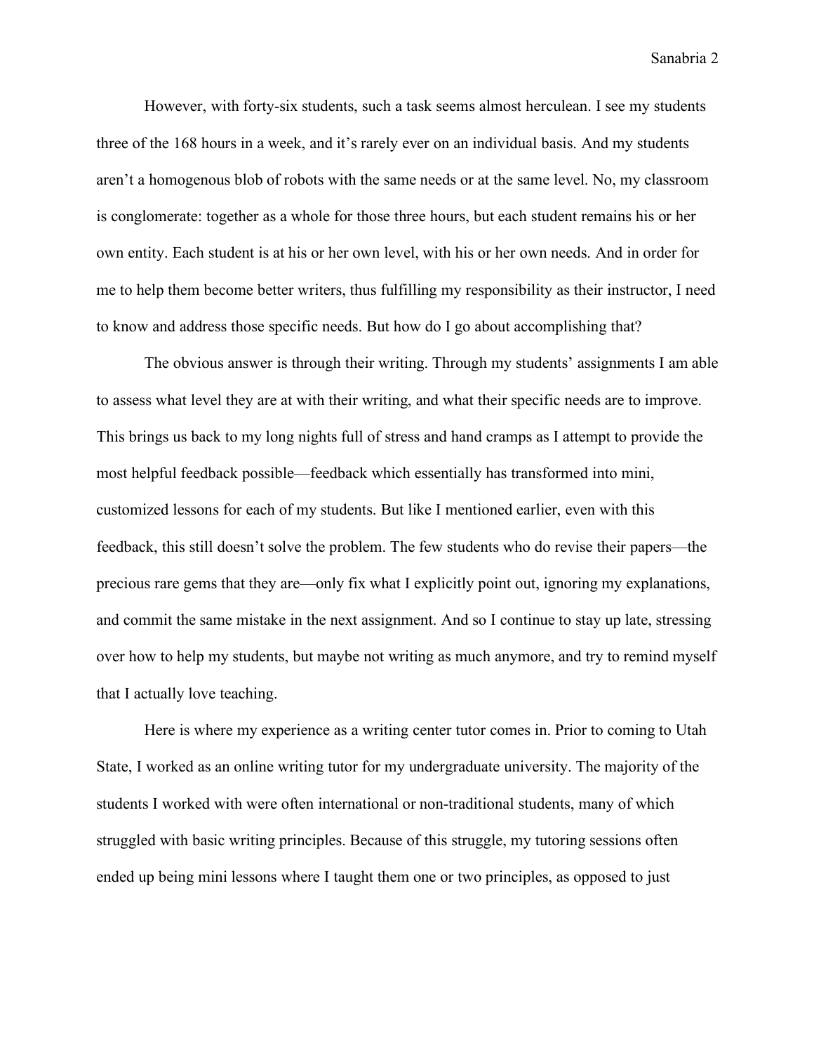However, with forty-six students, such a task seems almost herculean. I see my students three of the 168 hours in a week, and it's rarely ever on an individual basis. And my students aren't a homogenous blob of robots with the same needs or at the same level. No, my classroom is conglomerate: together as a whole for those three hours, but each student remains his or her own entity. Each student is at his or her own level, with his or her own needs. And in order for me to help them become better writers, thus fulfilling my responsibility as their instructor, I need to know and address those specific needs. But how do I go about accomplishing that?

The obvious answer is through their writing. Through my students' assignments I am able to assess what level they are at with their writing, and what their specific needs are to improve. This brings us back to my long nights full of stress and hand cramps as I attempt to provide the most helpful feedback possible—feedback which essentially has transformed into mini, customized lessons for each of my students. But like I mentioned earlier, even with this feedback, this still doesn't solve the problem. The few students who do revise their papers—the precious rare gems that they are—only fix what I explicitly point out, ignoring my explanations, and commit the same mistake in the next assignment. And so I continue to stay up late, stressing over how to help my students, but maybe not writing as much anymore, and try to remind myself that I actually love teaching.

Here is where my experience as a writing center tutor comes in. Prior to coming to Utah State, I worked as an online writing tutor for my undergraduate university. The majority of the students I worked with were often international or non-traditional students, many of which struggled with basic writing principles. Because of this struggle, my tutoring sessions often ended up being mini lessons where I taught them one or two principles, as opposed to just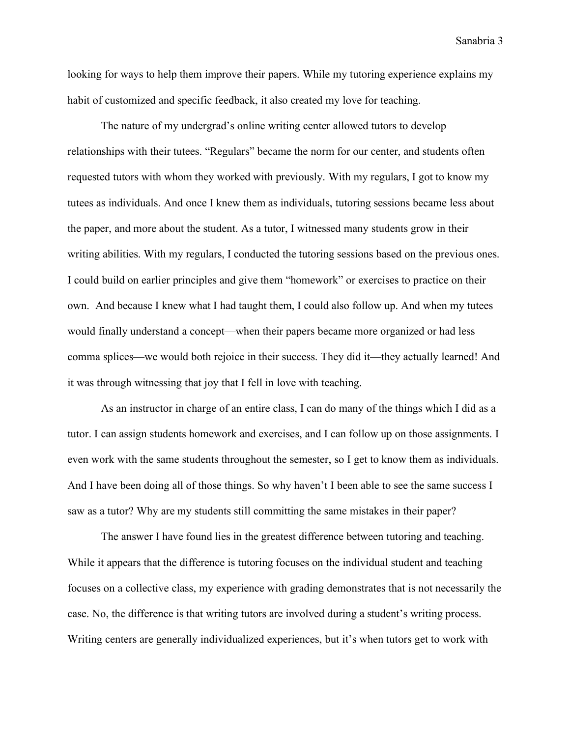looking for ways to help them improve their papers. While my tutoring experience explains my habit of customized and specific feedback, it also created my love for teaching.

The nature of my undergrad's online writing center allowed tutors to develop relationships with their tutees. "Regulars" became the norm for our center, and students often requested tutors with whom they worked with previously. With my regulars, I got to know my tutees as individuals. And once I knew them as individuals, tutoring sessions became less about the paper, and more about the student. As a tutor, I witnessed many students grow in their writing abilities. With my regulars, I conducted the tutoring sessions based on the previous ones. I could build on earlier principles and give them "homework" or exercises to practice on their own.  And because I knew what I had taught them, I could also follow up. And when my tutees would finally understand a concept—when their papers became more organized or had less comma splices—we would both rejoice in their success. They did it—they actually learned! And it was through witnessing that joy that I fell in love with teaching.

As an instructor in charge of an entire class, I can do many of the things which I did as a tutor. I can assign students homework and exercises, and I can follow up on those assignments. I even work with the same students throughout the semester, so I get to know them as individuals. And I have been doing all of those things. So why haven't I been able to see the same success I saw as a tutor? Why are my students still committing the same mistakes in their paper?

The answer I have found lies in the greatest difference between tutoring and teaching. While it appears that the difference is tutoring focuses on the individual student and teaching focuses on a collective class, my experience with grading demonstrates that is not necessarily the case. No, the difference is that writing tutors are involved during a student's writing process. Writing centers are generally individualized experiences, but it's when tutors get to work with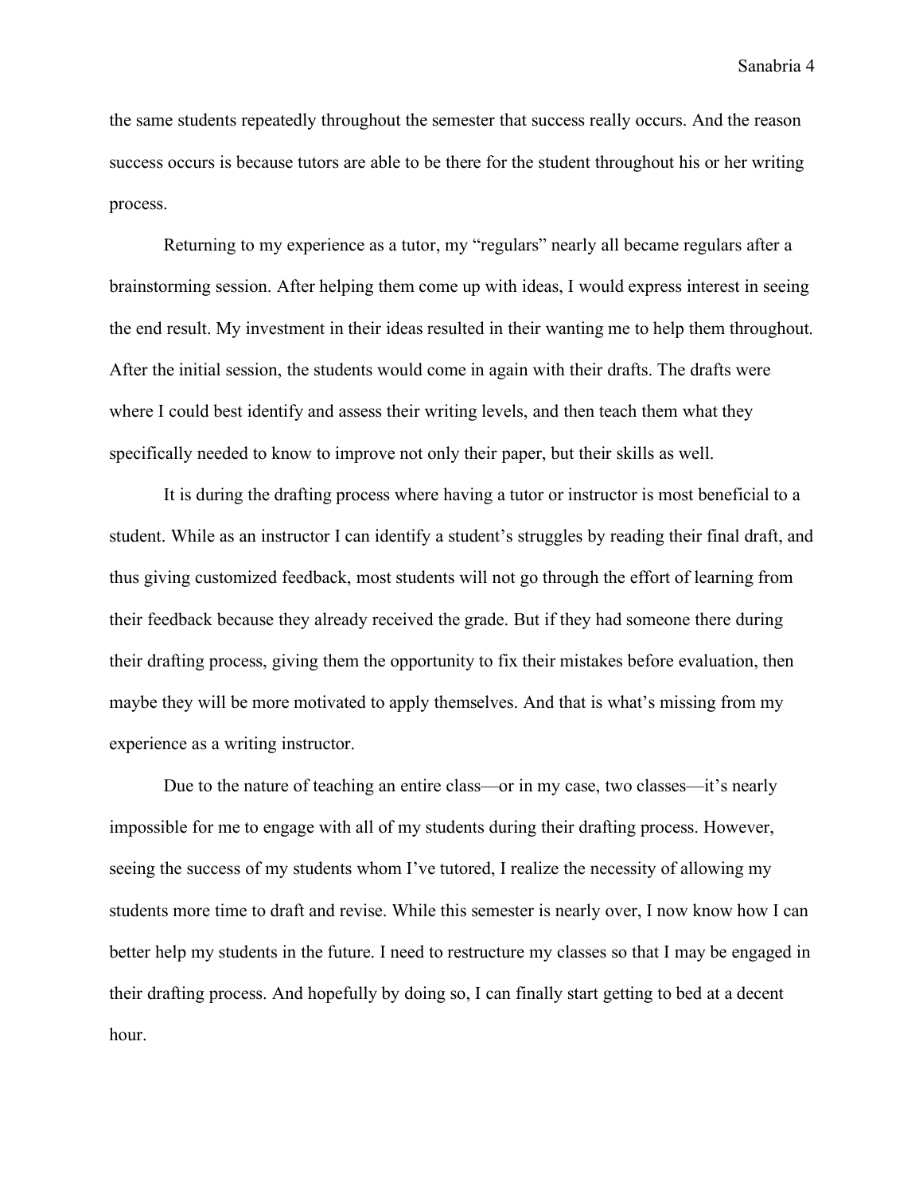the same students repeatedly throughout the semester that success really occurs. And the reason success occurs is because tutors are able to be there for the student throughout his or her writing process.

Returning to my experience as a tutor, my "regulars" nearly all became regulars after a brainstorming session. After helping them come up with ideas, I would express interest in seeing the end result. My investment in their ideas resulted in their wanting me to help them throughout. After the initial session, the students would come in again with their drafts. The drafts were where I could best identify and assess their writing levels, and then teach them what they specifically needed to know to improve not only their paper, but their skills as well.

It is during the drafting process where having a tutor or instructor is most beneficial to a student. While as an instructor I can identify a student's struggles by reading their final draft, and thus giving customized feedback, most students will not go through the effort of learning from their feedback because they already received the grade. But if they had someone there during their drafting process, giving them the opportunity to fix their mistakes before evaluation, then maybe they will be more motivated to apply themselves. And that is what's missing from my experience as a writing instructor.

Due to the nature of teaching an entire class—or in my case, two classes—it's nearly impossible for me to engage with all of my students during their drafting process. However, seeing the success of my students whom I've tutored, I realize the necessity of allowing my students more time to draft and revise. While this semester is nearly over, I now know how I can better help my students in the future. I need to restructure my classes so that I may be engaged in their drafting process. And hopefully by doing so, I can finally start getting to bed at a decent hour.